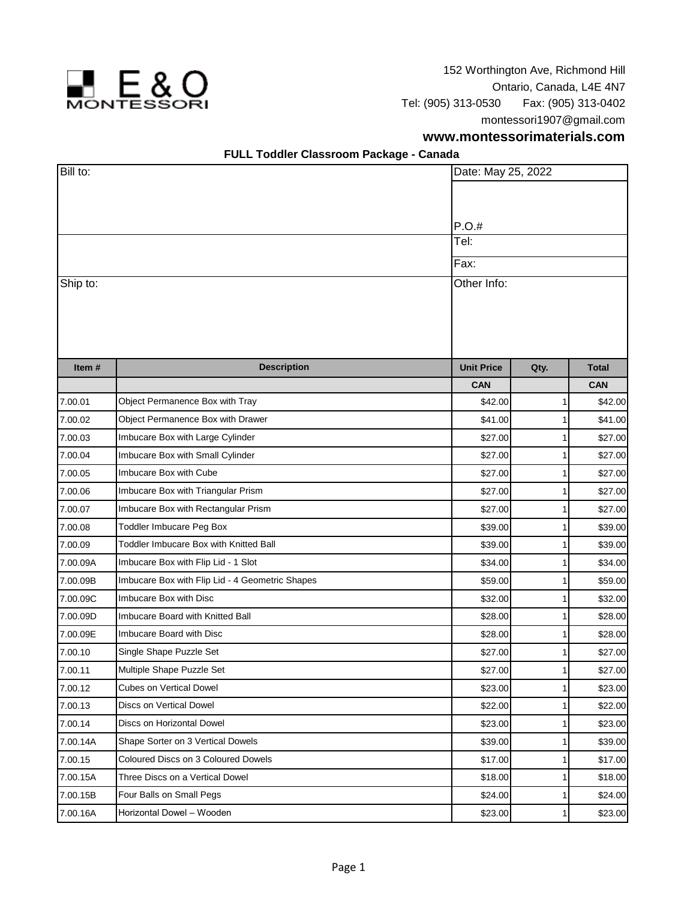E & O MONTESSORI

152 Worthington Ave, Richmond Hill
Ontario, Canada, L4E 4N7
Tel: (905) 313-0530 Fax: (905) 313-0402
montessori1907@gmail.com
**www.montessorimaterials.com**

**FULL Toddler Classroom Package - Canada**

| Bill to: | Date: May 25, 2022 |
|---|---|
| | P.O.# |
| | Tel: |
| | Fax: |
| Ship to: | Other Info: |

| Item # | Description | Unit Price | Qty. | Total |
|---|---|---|---|---|
| | | CAN | | CAN |
| 7.00.01 | Object Permanence Box with Tray | $42.00 | 1 | $42.00 |
| 7.00.02 | Object Permanence Box with Drawer | $41.00 | 1 | $41.00 |
| 7.00.03 | Imbucare Box with Large Cylinder | $27.00 | 1 | $27.00 |
| 7.00.04 | Imbucare Box with Small Cylinder | $27.00 | 1 | $27.00 |
| 7.00.05 | Imbucare Box with Cube | $27.00 | 1 | $27.00 |
| 7.00.06 | Imbucare Box with Triangular Prism | $27.00 | 1 | $27.00 |
| 7.00.07 | Imbucare Box with Rectangular Prism | $27.00 | 1 | $27.00 |
| 7.00.08 | Toddler Imbucare Peg Box | $39.00 | 1 | $39.00 |
| 7.00.09 | Toddler Imbucare Box with Knitted Ball | $39.00 | 1 | $39.00 |
| 7.00.09A | Imbucare Box with Flip Lid - 1 Slot | $34.00 | 1 | $34.00 |
| 7.00.09B | Imbucare Box with Flip Lid - 4 Geometric Shapes | $59.00 | 1 | $59.00 |
| 7.00.09C | Imbucare Box with Disc | $32.00 | 1 | $32.00 |
| 7.00.09D | Imbucare Board with Knitted Ball | $28.00 | 1 | $28.00 |
| 7.00.09E | Imbucare Board with Disc | $28.00 | 1 | $28.00 |
| 7.00.10 | Single Shape Puzzle Set | $27.00 | 1 | $27.00 |
| 7.00.11 | Multiple Shape Puzzle Set | $27.00 | 1 | $27.00 |
| 7.00.12 | Cubes on Vertical Dowel | $23.00 | 1 | $23.00 |
| 7.00.13 | Discs on Vertical Dowel | $22.00 | 1 | $22.00 |
| 7.00.14 | Discs on Horizontal Dowel | $23.00 | 1 | $23.00 |
| 7.00.14A | Shape Sorter on 3 Vertical Dowels | $39.00 | 1 | $39.00 |
| 7.00.15 | Coloured Discs on 3 Coloured Dowels | $17.00 | 1 | $17.00 |
| 7.00.15A | Three Discs on a Vertical Dowel | $18.00 | 1 | $18.00 |
| 7.00.15B | Four Balls on Small Pegs | $24.00 | 1 | $24.00 |
| 7.00.16A | Horizontal Dowel – Wooden | $23.00 | 1 | $23.00 |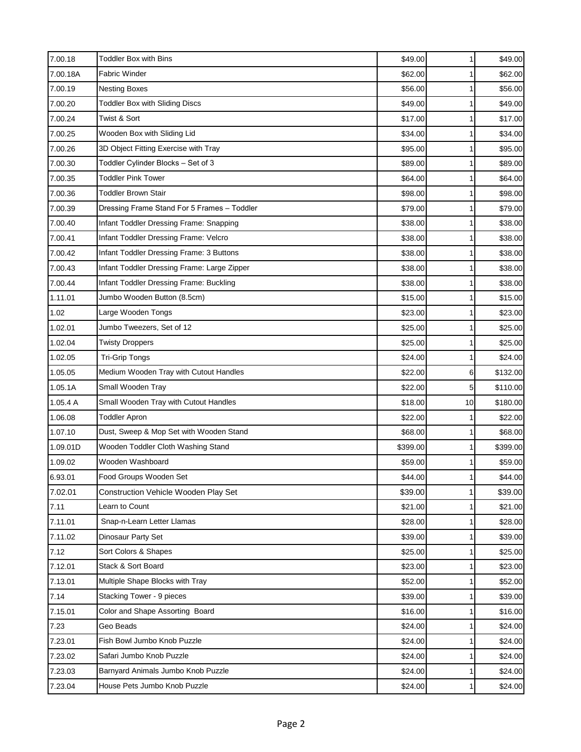| | | | | |
|---|---|---|---|---|
| 7.00.18 | Toddler Box with Bins | $49.00 | 1 | $49.00 |
| 7.00.18A | Fabric Winder | $62.00 | 1 | $62.00 |
| 7.00.19 | Nesting Boxes | $56.00 | 1 | $56.00 |
| 7.00.20 | Toddler Box with Sliding Discs | $49.00 | 1 | $49.00 |
| 7.00.24 | Twist & Sort | $17.00 | 1 | $17.00 |
| 7.00.25 | Wooden Box with Sliding Lid | $34.00 | 1 | $34.00 |
| 7.00.26 | 3D Object Fitting Exercise with Tray | $95.00 | 1 | $95.00 |
| 7.00.30 | Toddler Cylinder Blocks – Set of 3 | $89.00 | 1 | $89.00 |
| 7.00.35 | Toddler Pink Tower | $64.00 | 1 | $64.00 |
| 7.00.36 | Toddler Brown Stair | $98.00 | 1 | $98.00 |
| 7.00.39 | Dressing Frame Stand For 5 Frames – Toddler | $79.00 | 1 | $79.00 |
| 7.00.40 | Infant Toddler Dressing Frame: Snapping | $38.00 | 1 | $38.00 |
| 7.00.41 | Infant Toddler Dressing Frame: Velcro | $38.00 | 1 | $38.00 |
| 7.00.42 | Infant Toddler Dressing Frame: 3 Buttons | $38.00 | 1 | $38.00 |
| 7.00.43 | Infant Toddler Dressing Frame: Large Zipper | $38.00 | 1 | $38.00 |
| 7.00.44 | Infant Toddler Dressing Frame: Buckling | $38.00 | 1 | $38.00 |
| 1.11.01 | Jumbo Wooden Button (8.5cm) | $15.00 | 1 | $15.00 |
| 1.02 | Large Wooden Tongs | $23.00 | 1 | $23.00 |
| 1.02.01 | Jumbo Tweezers, Set of 12 | $25.00 | 1 | $25.00 |
| 1.02.04 | Twisty Droppers | $25.00 | 1 | $25.00 |
| 1.02.05 | Tri-Grip Tongs | $24.00 | 1 | $24.00 |
| 1.05.05 | Medium Wooden Tray with Cutout Handles | $22.00 | 6 | $132.00 |
| 1.05.1A | Small Wooden Tray | $22.00 | 5 | $110.00 |
| 1.05.4 A | Small Wooden Tray with Cutout Handles | $18.00 | 10 | $180.00 |
| 1.06.08 | Toddler Apron | $22.00 | 1 | $22.00 |
| 1.07.10 | Dust, Sweep & Mop Set with Wooden Stand | $68.00 | 1 | $68.00 |
| 1.09.01D | Wooden Toddler Cloth Washing Stand | $399.00 | 1 | $399.00 |
| 1.09.02 | Wooden Washboard | $59.00 | 1 | $59.00 |
| 6.93.01 | Food Groups Wooden Set | $44.00 | 1 | $44.00 |
| 7.02.01 | Construction Vehicle Wooden Play Set | $39.00 | 1 | $39.00 |
| 7.11 | Learn to Count | $21.00 | 1 | $21.00 |
| 7.11.01 | Snap-n-Learn Letter Llamas | $28.00 | 1 | $28.00 |
| 7.11.02 | Dinosaur Party Set | $39.00 | 1 | $39.00 |
| 7.12 | Sort Colors & Shapes | $25.00 | 1 | $25.00 |
| 7.12.01 | Stack & Sort Board | $23.00 | 1 | $23.00 |
| 7.13.01 | Multiple Shape Blocks with Tray | $52.00 | 1 | $52.00 |
| 7.14 | Stacking Tower - 9 pieces | $39.00 | 1 | $39.00 |
| 7.15.01 | Color and Shape Assorting Board | $16.00 | 1 | $16.00 |
| 7.23 | Geo Beads | $24.00 | 1 | $24.00 |
| 7.23.01 | Fish Bowl Jumbo Knob Puzzle | $24.00 | 1 | $24.00 |
| 7.23.02 | Safari Jumbo Knob Puzzle | $24.00 | 1 | $24.00 |
| 7.23.03 | Barnyard Animals Jumbo Knob Puzzle | $24.00 | 1 | $24.00 |
| 7.23.04 | House Pets Jumbo Knob Puzzle | $24.00 | 1 | $24.00 |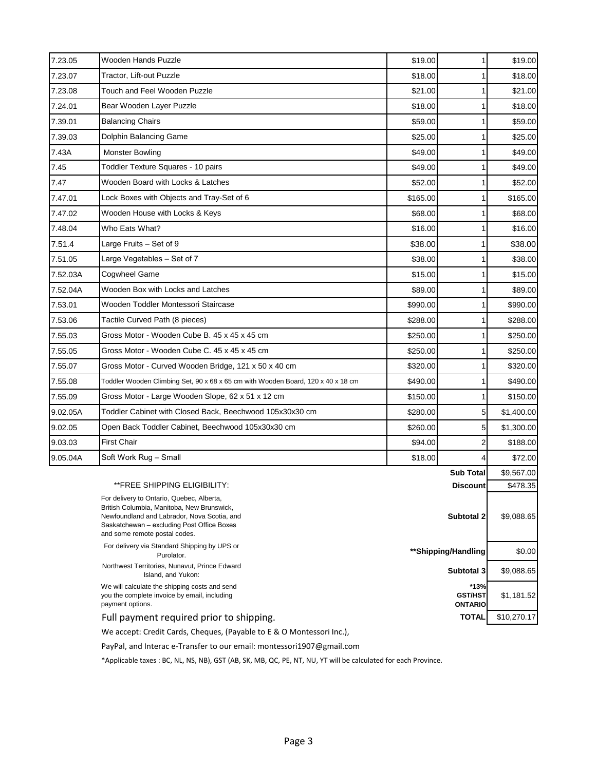| | | | | |
|---|---|---|---|---|
| 7.23.05 | Wooden Hands Puzzle | $19.00 | 1 | $19.00 |
| 7.23.07 | Tractor, Lift-out Puzzle | $18.00 | 1 | $18.00 |
| 7.23.08 | Touch and Feel Wooden Puzzle | $21.00 | 1 | $21.00 |
| 7.24.01 | Bear Wooden Layer Puzzle | $18.00 | 1 | $18.00 |
| 7.39.01 | Balancing Chairs | $59.00 | 1 | $59.00 |
| 7.39.03 | Dolphin Balancing Game | $25.00 | 1 | $25.00 |
| 7.43A | Monster Bowling | $49.00 | 1 | $49.00 |
| 7.45 | Toddler Texture Squares - 10 pairs | $49.00 | 1 | $49.00 |
| 7.47 | Wooden Board with Locks & Latches | $52.00 | 1 | $52.00 |
| 7.47.01 | Lock Boxes with Objects and Tray-Set of 6 | $165.00 | 1 | $165.00 |
| 7.47.02 | Wooden House with Locks & Keys | $68.00 | 1 | $68.00 |
| 7.48.04 | Who Eats What? | $16.00 | 1 | $16.00 |
| 7.51.4 | Large Fruits – Set of 9 | $38.00 | 1 | $38.00 |
| 7.51.05 | Large Vegetables – Set of 7 | $38.00 | 1 | $38.00 |
| 7.52.03A | Cogwheel Game | $15.00 | 1 | $15.00 |
| 7.52.04A | Wooden Box with Locks and Latches | $89.00 | 1 | $89.00 |
| 7.53.01 | Wooden Toddler Montessori Staircase | $990.00 | 1 | $990.00 |
| 7.53.06 | Tactile Curved Path (8 pieces) | $288.00 | 1 | $288.00 |
| 7.55.03 | Gross Motor - Wooden Cube B. 45 x 45 x 45 cm | $250.00 | 1 | $250.00 |
| 7.55.05 | Gross Motor - Wooden Cube C. 45 x 45 x 45 cm | $250.00 | 1 | $250.00 |
| 7.55.07 | Gross Motor - Curved Wooden Bridge, 121 x 50 x 40 cm | $320.00 | 1 | $320.00 |
| 7.55.08 | Toddler Wooden Climbing Set, 90 x 68 x 65 cm with Wooden Board, 120 x 40 x 18 cm | $490.00 | 1 | $490.00 |
| 7.55.09 | Gross Motor - Large Wooden Slope, 62 x 51 x 12 cm | $150.00 | 1 | $150.00 |
| 9.02.05A | Toddler Cabinet with Closed Back, Beechwood 105x30x30 cm | $280.00 | 5 | $1,400.00 |
| 9.02.05 | Open Back Toddler Cabinet, Beechwood 105x30x30 cm | $260.00 | 5 | $1,300.00 |
| 9.03.03 | First Chair | $94.00 | 2 | $188.00 |
| 9.05.04A | Soft Work Rug – Small | $18.00 | 4 | $72.00 |

| | | |
|---|---|---|
| | **Sub Total** | $9,567.00 |
| **FREE SHIPPING ELIGIBILITY: | **Discount** | $478.35 |
| For delivery to Ontario, Quebec, Alberta, British Columbia, Manitoba, New Brunswick, Newfoundland and Labrador, Nova Scotia, and Saskatchewan – excluding Post Office Boxes and some remote postal codes. | **Subtotal 2** | $9,088.65 |
| For delivery via Standard Shipping by UPS or Purolator. | **\*\*Shipping/Handling** | $0.00 |
| Northwest Territories, Nunavut, Prince Edward Island, and Yukon: | **Subtotal 3** | $9,088.65 |
| We will calculate the shipping costs and send you the complete invoice by email, including payment options. | **\*13% GST/HST ONTARIO** | $1,181.52 |
| Full payment required prior to shipping. | **TOTAL** | $10,270.17 |

We accept: Credit Cards, Cheques, (Payable to E & O Montessori Inc.),

PayPal, and Interac e-Transfer to our email: montessori1907@gmail.com

*Applicable taxes : BC, NL, NS, NB), GST (AB, SK, MB, QC, PE, NT, NU, YT will be calculated for each Province.